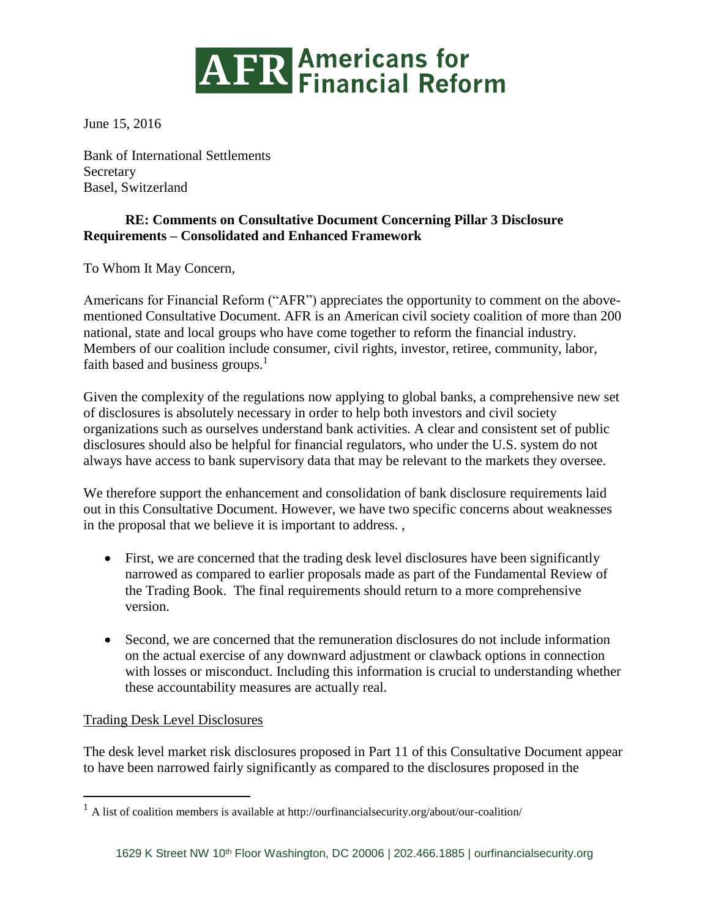# AFR Americans for Financial Reform

June 15, 2016

Bank of International Settlements
Secretary
Basel, Switzerland

**RE: Comments on Consultative Document Concerning Pillar 3 Disclosure Requirements – Consolidated and Enhanced Framework**

To Whom It May Concern,

Americans for Financial Reform ("AFR") appreciates the opportunity to comment on the above-mentioned Consultative Document. AFR is an American civil society coalition of more than 200 national, state and local groups who have come together to reform the financial industry. Members of our coalition include consumer, civil rights, investor, retiree, community, labor, faith based and business groups.[1]

Given the complexity of the regulations now applying to global banks, a comprehensive new set of disclosures is absolutely necessary in order to help both investors and civil society organizations such as ourselves understand bank activities. A clear and consistent set of public disclosures should also be helpful for financial regulators, who under the U.S. system do not always have access to bank supervisory data that may be relevant to the markets they oversee.

We therefore support the enhancement and consolidation of bank disclosure requirements laid out in this Consultative Document. However, we have two specific concerns about weaknesses in the proposal that we believe it is important to address. ,

- First, we are concerned that the trading desk level disclosures have been significantly narrowed as compared to earlier proposals made as part of the Fundamental Review of the Trading Book. The final requirements should return to a more comprehensive version.
- Second, we are concerned that the remuneration disclosures do not include information on the actual exercise of any downward adjustment or clawback options in connection with losses or misconduct. Including this information is crucial to understanding whether these accountability measures are actually real.

Trading Desk Level Disclosures

The desk level market risk disclosures proposed in Part 11 of this Consultative Document appear to have been narrowed fairly significantly as compared to the disclosures proposed in the

[1] A list of coalition members is available at http://ourfinancialsecurity.org/about/our-coalition/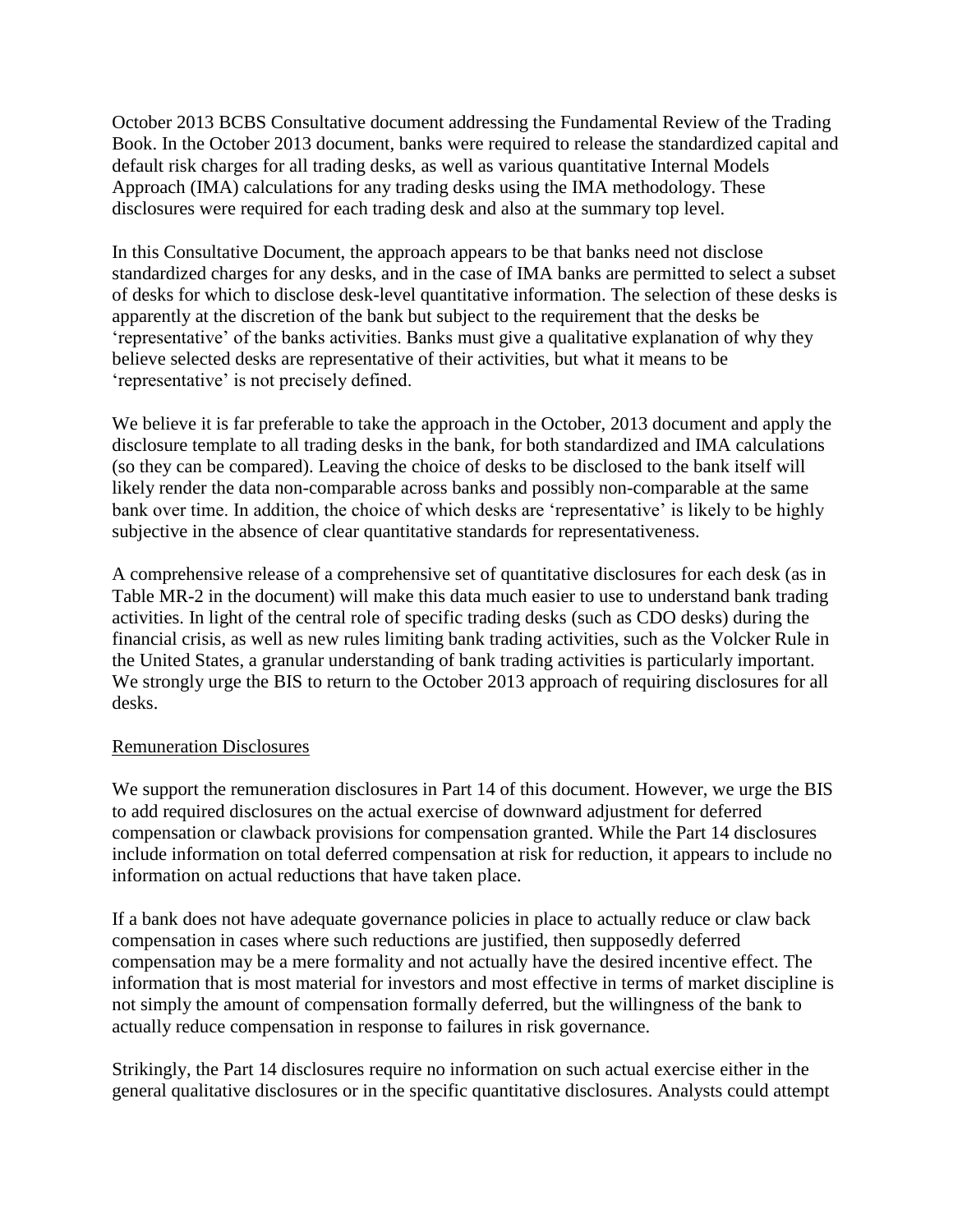October 2013 BCBS Consultative document addressing the Fundamental Review of the Trading Book. In the October 2013 document, banks were required to release the standardized capital and default risk charges for all trading desks, as well as various quantitative Internal Models Approach (IMA) calculations for any trading desks using the IMA methodology. These disclosures were required for each trading desk and also at the summary top level.

In this Consultative Document, the approach appears to be that banks need not disclose standardized charges for any desks, and in the case of IMA banks are permitted to select a subset of desks for which to disclose desk-level quantitative information. The selection of these desks is apparently at the discretion of the bank but subject to the requirement that the desks be 'representative' of the banks activities. Banks must give a qualitative explanation of why they believe selected desks are representative of their activities, but what it means to be 'representative' is not precisely defined.

We believe it is far preferable to take the approach in the October, 2013 document and apply the disclosure template to all trading desks in the bank, for both standardized and IMA calculations (so they can be compared). Leaving the choice of desks to be disclosed to the bank itself will likely render the data non-comparable across banks and possibly non-comparable at the same bank over time. In addition, the choice of which desks are 'representative' is likely to be highly subjective in the absence of clear quantitative standards for representativeness.

A comprehensive release of a comprehensive set of quantitative disclosures for each desk (as in Table MR-2 in the document) will make this data much easier to use to understand bank trading activities. In light of the central role of specific trading desks (such as CDO desks) during the financial crisis, as well as new rules limiting bank trading activities, such as the Volcker Rule in the United States, a granular understanding of bank trading activities is particularly important. We strongly urge the BIS to return to the October 2013 approach of requiring disclosures for all desks.

<u>Remuneration Disclosures</u>

We support the remuneration disclosures in Part 14 of this document. However, we urge the BIS to add required disclosures on the actual exercise of downward adjustment for deferred compensation or clawback provisions for compensation granted. While the Part 14 disclosures include information on total deferred compensation at risk for reduction, it appears to include no information on actual reductions that have taken place.

If a bank does not have adequate governance policies in place to actually reduce or claw back compensation in cases where such reductions are justified, then supposedly deferred compensation may be a mere formality and not actually have the desired incentive effect. The information that is most material for investors and most effective in terms of market discipline is not simply the amount of compensation formally deferred, but the willingness of the bank to actually reduce compensation in response to failures in risk governance.

Strikingly, the Part 14 disclosures require no information on such actual exercise either in the general qualitative disclosures or in the specific quantitative disclosures. Analysts could attempt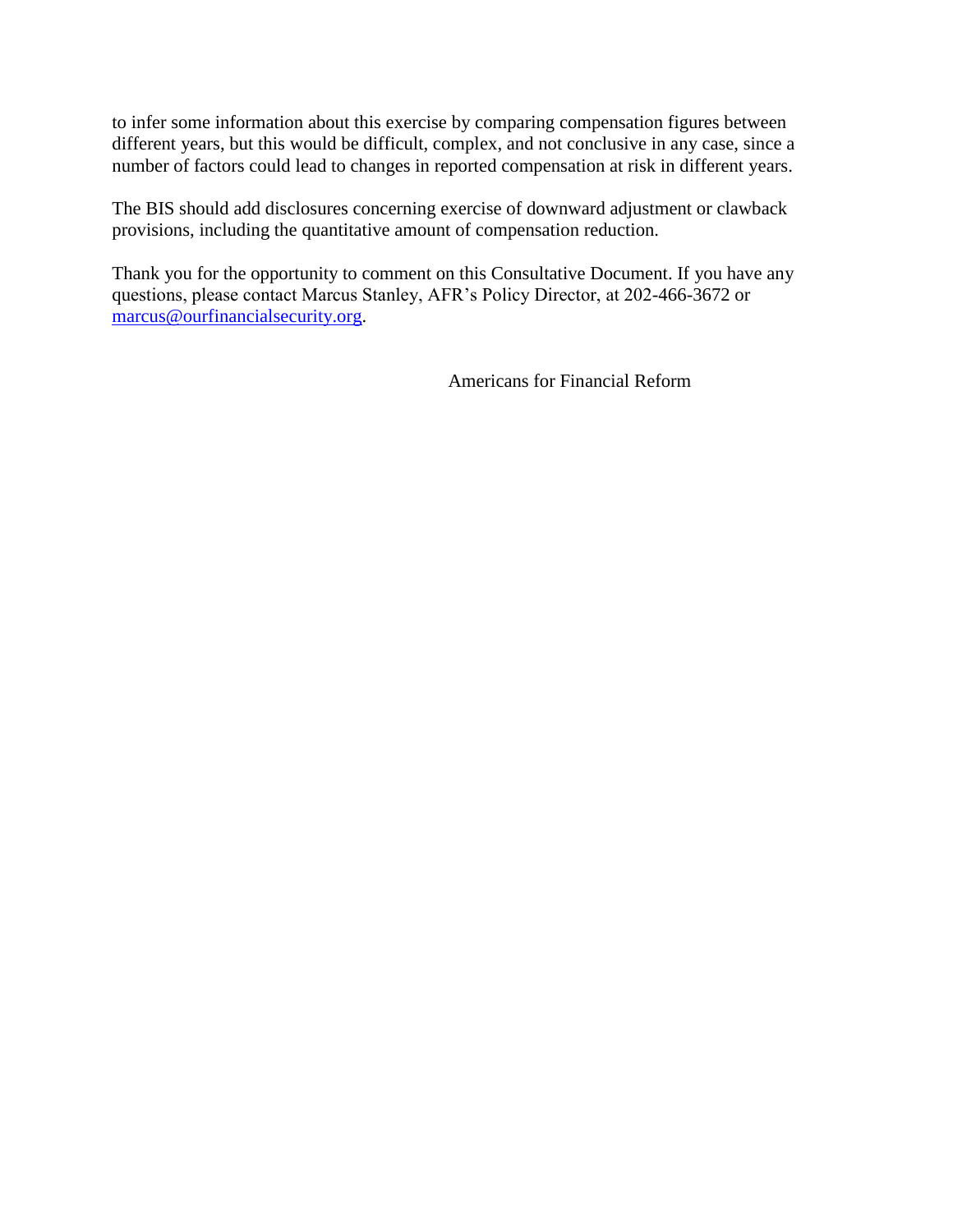to infer some information about this exercise by comparing compensation figures between different years, but this would be difficult, complex, and not conclusive in any case, since a number of factors could lead to changes in reported compensation at risk in different years.

The BIS should add disclosures concerning exercise of downward adjustment or clawback provisions, including the quantitative amount of compensation reduction.

Thank you for the opportunity to comment on this Consultative Document. If you have any questions, please contact Marcus Stanley, AFR's Policy Director, at 202-466-3672 or [marcus@ourfinancialsecurity.org](mailto:marcus@ourfinancialsecurity.org).

Americans for Financial Reform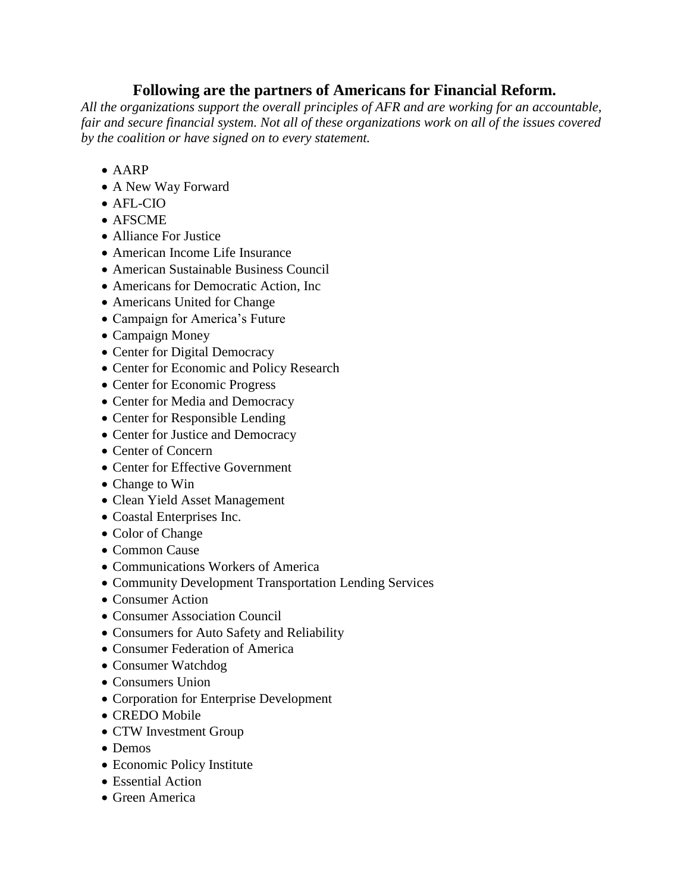## Following are the partners of Americans for Financial Reform.

*All the organizations support the overall principles of AFR and are working for an accountable, fair and secure financial system. Not all of these organizations work on all of the issues covered by the coalition or have signed on to every statement.*

- AARP
- A New Way Forward
- AFL-CIO
- AFSCME
- Alliance For Justice
- American Income Life Insurance
- American Sustainable Business Council
- Americans for Democratic Action, Inc
- Americans United for Change
- Campaign for America's Future
- Campaign Money
- Center for Digital Democracy
- Center for Economic and Policy Research
- Center for Economic Progress
- Center for Media and Democracy
- Center for Responsible Lending
- Center for Justice and Democracy
- Center of Concern
- Center for Effective Government
- Change to Win
- Clean Yield Asset Management
- Coastal Enterprises Inc.
- Color of Change
- Common Cause
- Communications Workers of America
- Community Development Transportation Lending Services
- Consumer Action
- Consumer Association Council
- Consumers for Auto Safety and Reliability
- Consumer Federation of America
- Consumer Watchdog
- Consumers Union
- Corporation for Enterprise Development
- CREDO Mobile
- CTW Investment Group
- Demos
- Economic Policy Institute
- Essential Action
- Green America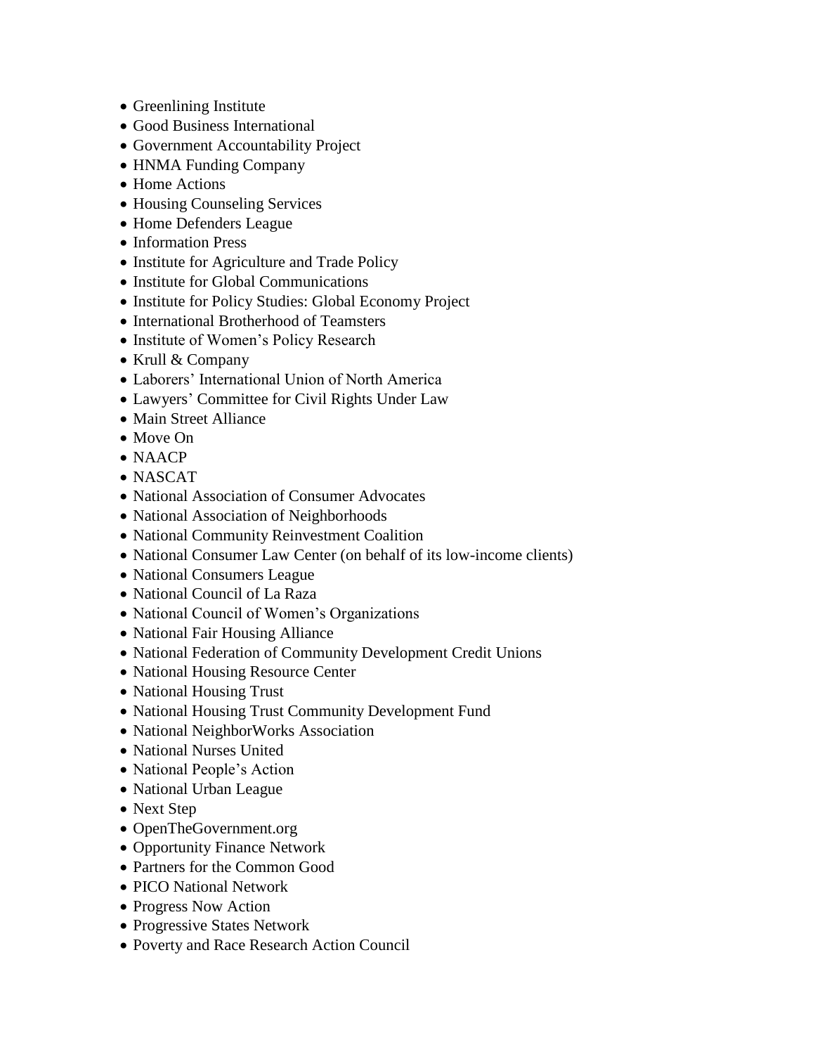- Greenlining Institute
- Good Business International
- Government Accountability Project
- HNMA Funding Company
- Home Actions
- Housing Counseling Services
- Home Defenders League
- Information Press
- Institute for Agriculture and Trade Policy
- Institute for Global Communications
- Institute for Policy Studies: Global Economy Project
- International Brotherhood of Teamsters
- Institute of Women's Policy Research
- Krull & Company
- Laborers' International Union of North America
- Lawyers' Committee for Civil Rights Under Law
- Main Street Alliance
- Move On
- NAACP
- NASCAT
- National Association of Consumer Advocates
- National Association of Neighborhoods
- National Community Reinvestment Coalition
- National Consumer Law Center (on behalf of its low-income clients)
- National Consumers League
- National Council of La Raza
- National Council of Women's Organizations
- National Fair Housing Alliance
- National Federation of Community Development Credit Unions
- National Housing Resource Center
- National Housing Trust
- National Housing Trust Community Development Fund
- National NeighborWorks Association
- National Nurses United
- National People's Action
- National Urban League
- Next Step
- OpenTheGovernment.org
- Opportunity Finance Network
- Partners for the Common Good
- PICO National Network
- Progress Now Action
- Progressive States Network
- Poverty and Race Research Action Council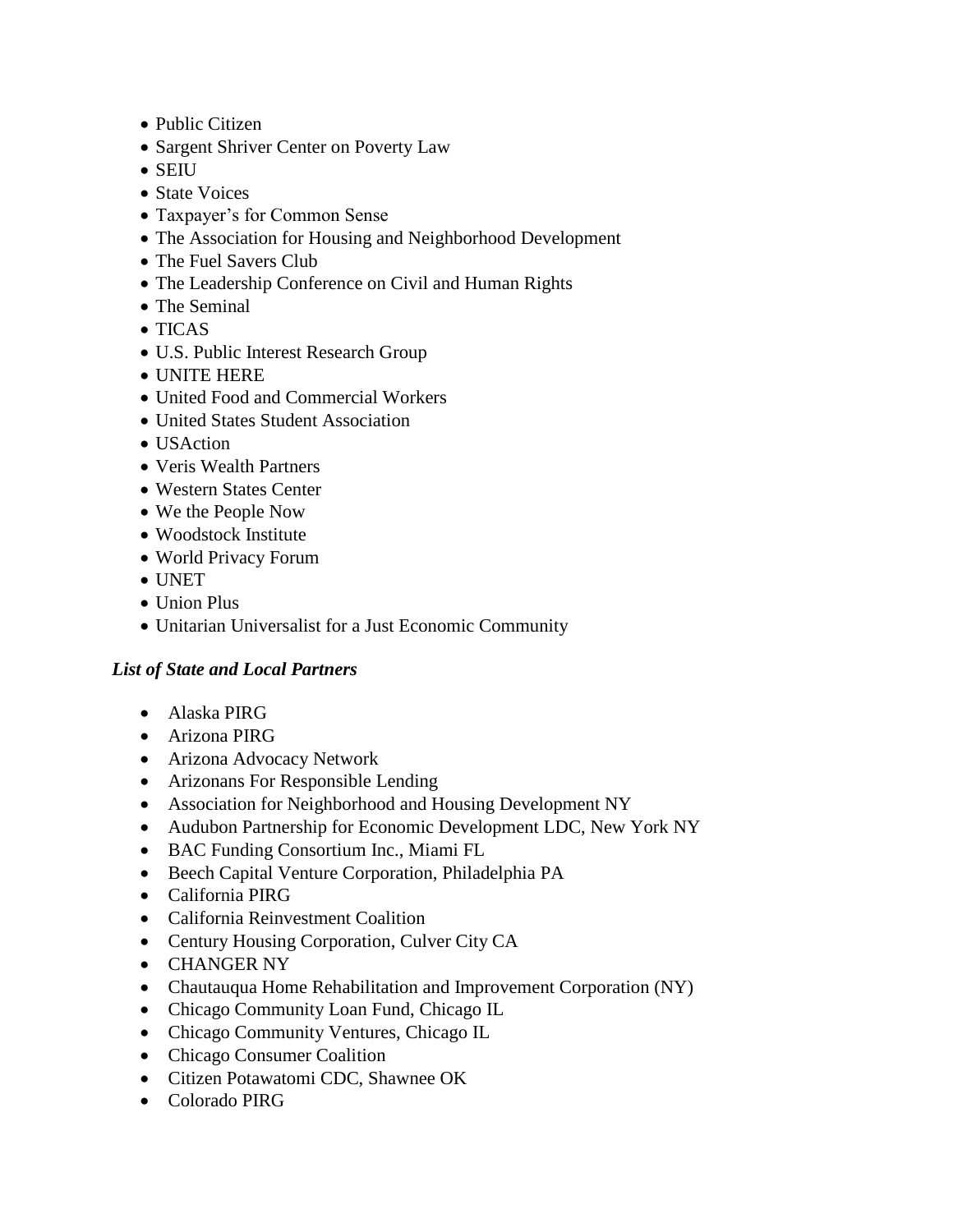- Public Citizen
- Sargent Shriver Center on Poverty Law
- SEIU
- State Voices
- Taxpayer's for Common Sense
- The Association for Housing and Neighborhood Development
- The Fuel Savers Club
- The Leadership Conference on Civil and Human Rights
- The Seminal
- TICAS
- U.S. Public Interest Research Group
- UNITE HERE
- United Food and Commercial Workers
- United States Student Association
- USAction
- Veris Wealth Partners
- Western States Center
- We the People Now
- Woodstock Institute
- World Privacy Forum
- UNET
- Union Plus
- Unitarian Universalist for a Just Economic Community

***List of State and Local Partners***

- Alaska PIRG
- Arizona PIRG
- Arizona Advocacy Network
- Arizonans For Responsible Lending
- Association for Neighborhood and Housing Development NY
- Audubon Partnership for Economic Development LDC, New York NY
- BAC Funding Consortium Inc., Miami FL
- Beech Capital Venture Corporation, Philadelphia PA
- California PIRG
- California Reinvestment Coalition
- Century Housing Corporation, Culver City CA
- CHANGER NY
- Chautauqua Home Rehabilitation and Improvement Corporation (NY)
- Chicago Community Loan Fund, Chicago IL
- Chicago Community Ventures, Chicago IL
- Chicago Consumer Coalition
- Citizen Potawatomi CDC, Shawnee OK
- Colorado PIRG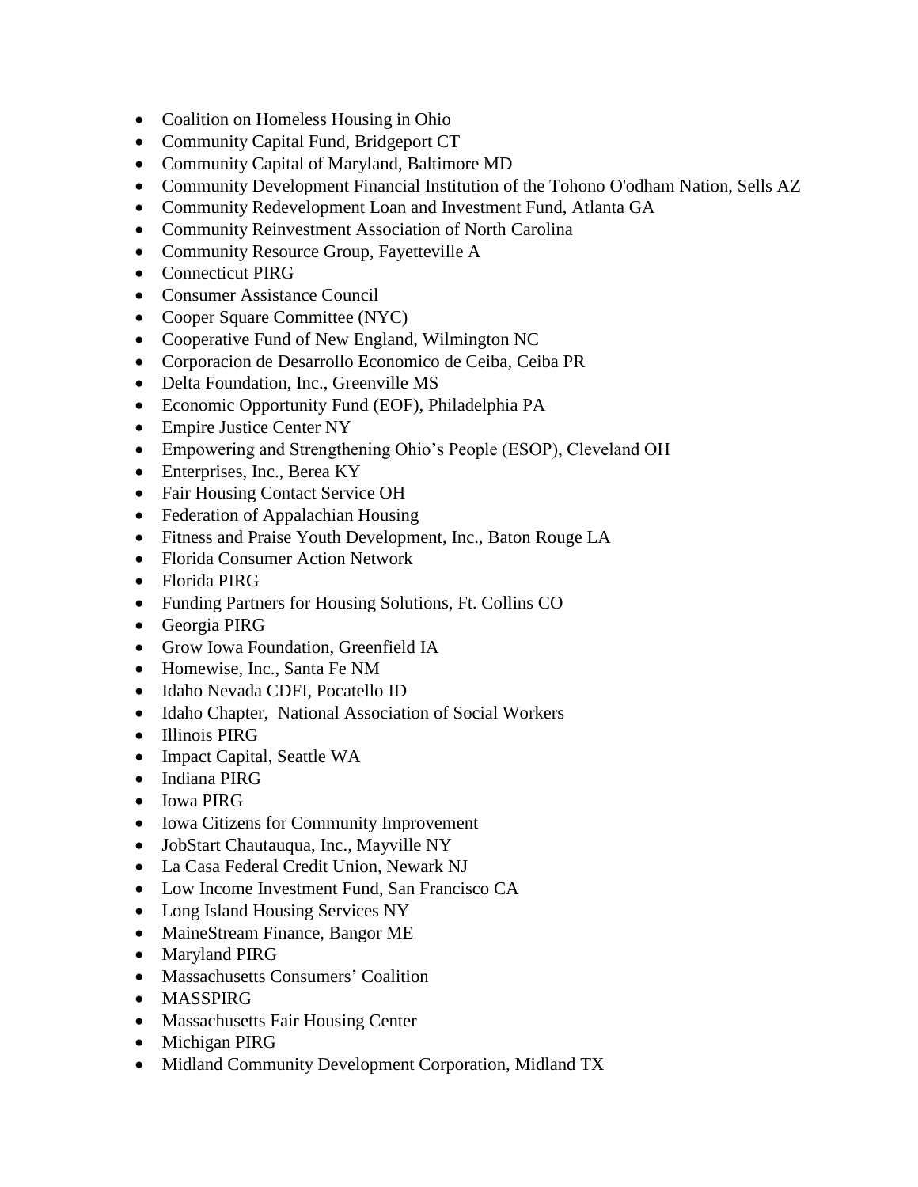- Coalition on Homeless Housing in Ohio
- Community Capital Fund, Bridgeport CT
- Community Capital of Maryland, Baltimore MD
- Community Development Financial Institution of the Tohono O'odham Nation, Sells AZ
- Community Redevelopment Loan and Investment Fund, Atlanta GA
- Community Reinvestment Association of North Carolina
- Community Resource Group, Fayetteville A
- Connecticut PIRG
- Consumer Assistance Council
- Cooper Square Committee (NYC)
- Cooperative Fund of New England, Wilmington NC
- Corporacion de Desarrollo Economico de Ceiba, Ceiba PR
- Delta Foundation, Inc., Greenville MS
- Economic Opportunity Fund (EOF), Philadelphia PA
- Empire Justice Center NY
- Empowering and Strengthening Ohio’s People (ESOP), Cleveland OH
- Enterprises, Inc., Berea KY
- Fair Housing Contact Service OH
- Federation of Appalachian Housing
- Fitness and Praise Youth Development, Inc., Baton Rouge LA
- Florida Consumer Action Network
- Florida PIRG
- Funding Partners for Housing Solutions, Ft. Collins CO
- Georgia PIRG
- Grow Iowa Foundation, Greenfield IA
- Homewise, Inc., Santa Fe NM
- Idaho Nevada CDFI, Pocatello ID
- Idaho Chapter, National Association of Social Workers
- Illinois PIRG
- Impact Capital, Seattle WA
- Indiana PIRG
- Iowa PIRG
- Iowa Citizens for Community Improvement
- JobStart Chautauqua, Inc., Mayville NY
- La Casa Federal Credit Union, Newark NJ
- Low Income Investment Fund, San Francisco CA
- Long Island Housing Services NY
- MaineStream Finance, Bangor ME
- Maryland PIRG
- Massachusetts Consumers’ Coalition
- MASSPIRG
- Massachusetts Fair Housing Center
- Michigan PIRG
- Midland Community Development Corporation, Midland TX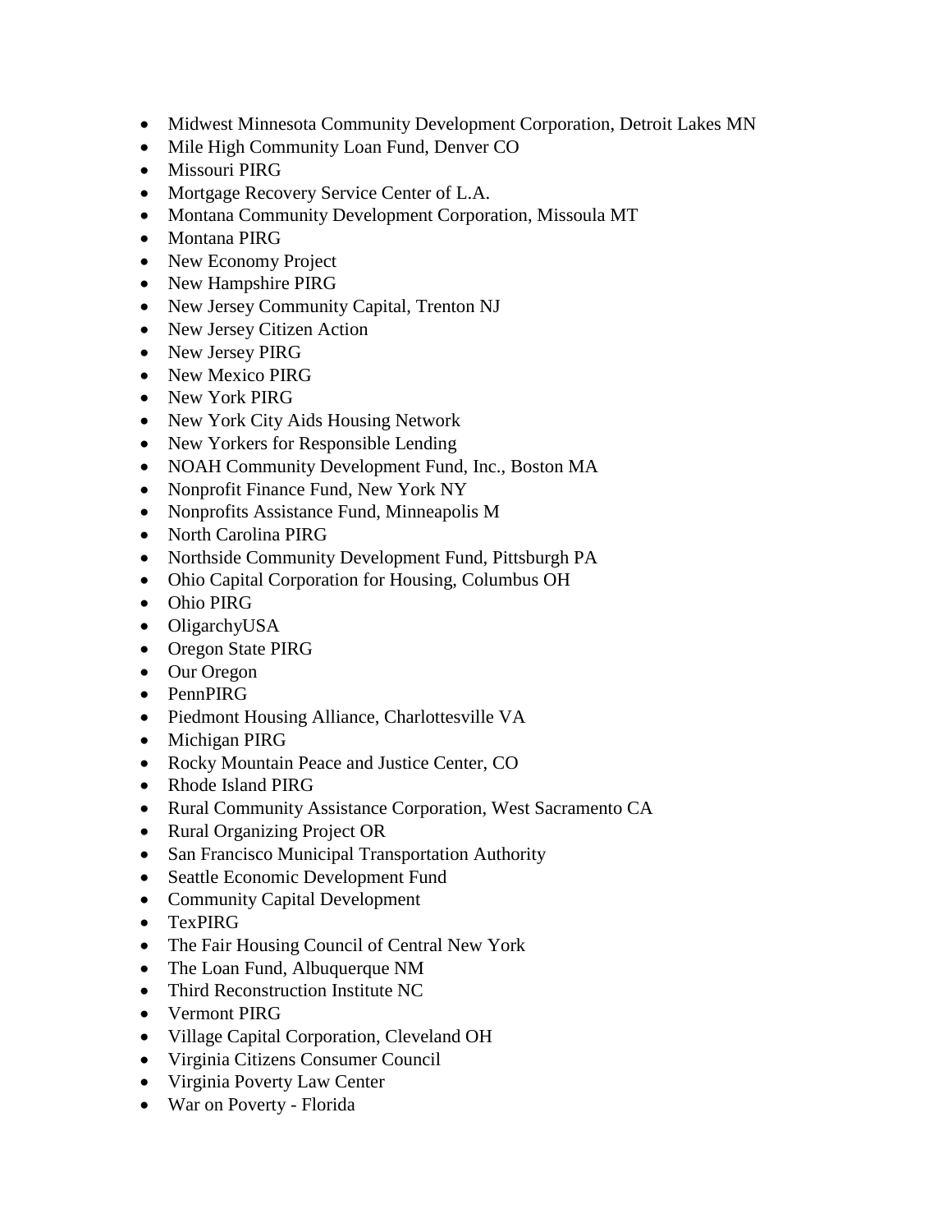- Midwest Minnesota Community Development Corporation, Detroit Lakes MN
- Mile High Community Loan Fund, Denver CO
- Missouri PIRG
- Mortgage Recovery Service Center of L.A.
- Montana Community Development Corporation, Missoula MT
- Montana PIRG
- New Economy Project
- New Hampshire PIRG
- New Jersey Community Capital, Trenton NJ
- New Jersey Citizen Action
- New Jersey PIRG
- New Mexico PIRG
- New York PIRG
- New York City Aids Housing Network
- New Yorkers for Responsible Lending
- NOAH Community Development Fund, Inc., Boston MA
- Nonprofit Finance Fund, New York NY
- Nonprofits Assistance Fund, Minneapolis M
- North Carolina PIRG
- Northside Community Development Fund, Pittsburgh PA
- Ohio Capital Corporation for Housing, Columbus OH
- Ohio PIRG
- OligarchyUSA
- Oregon State PIRG
- Our Oregon
- PennPIRG
- Piedmont Housing Alliance, Charlottesville VA
- Michigan PIRG
- Rocky Mountain Peace and Justice Center, CO
- Rhode Island PIRG
- Rural Community Assistance Corporation, West Sacramento CA
- Rural Organizing Project OR
- San Francisco Municipal Transportation Authority
- Seattle Economic Development Fund
- Community Capital Development
- TexPIRG
- The Fair Housing Council of Central New York
- The Loan Fund, Albuquerque NM
- Third Reconstruction Institute NC
- Vermont PIRG
- Village Capital Corporation, Cleveland OH
- Virginia Citizens Consumer Council
- Virginia Poverty Law Center
- War on Poverty - Florida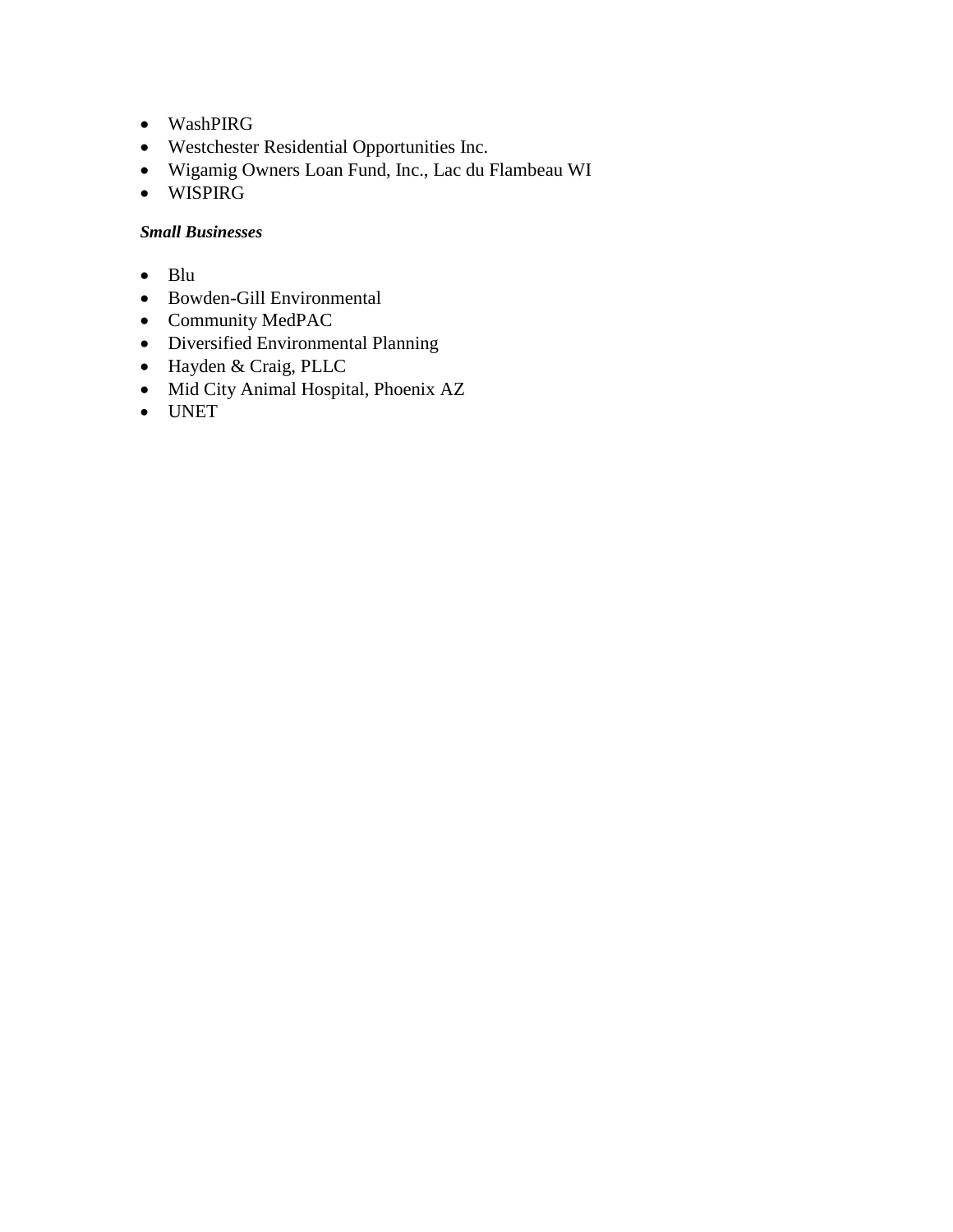- WashPIRG
- Westchester Residential Opportunities Inc.
- Wigamig Owners Loan Fund, Inc., Lac du Flambeau WI
- WISPIRG

***Small Businesses***

- Blu
- Bowden-Gill Environmental
- Community MedPAC
- Diversified Environmental Planning
- Hayden & Craig, PLLC
- Mid City Animal Hospital, Phoenix AZ
- UNET